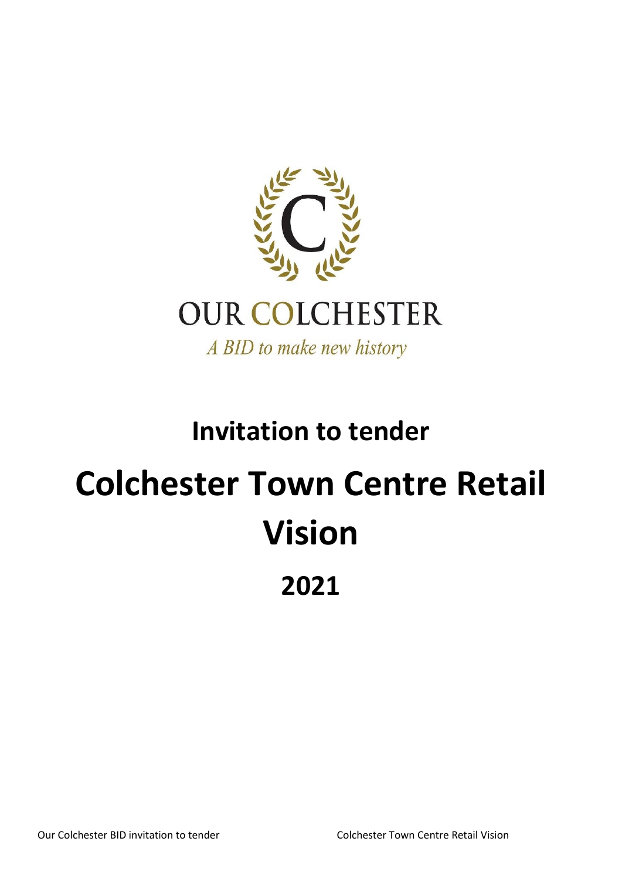OUR COLCHESTER

*A BID to make new history*

# Invitation to tender

# Colchester Town Centre Retail Vision

# 2021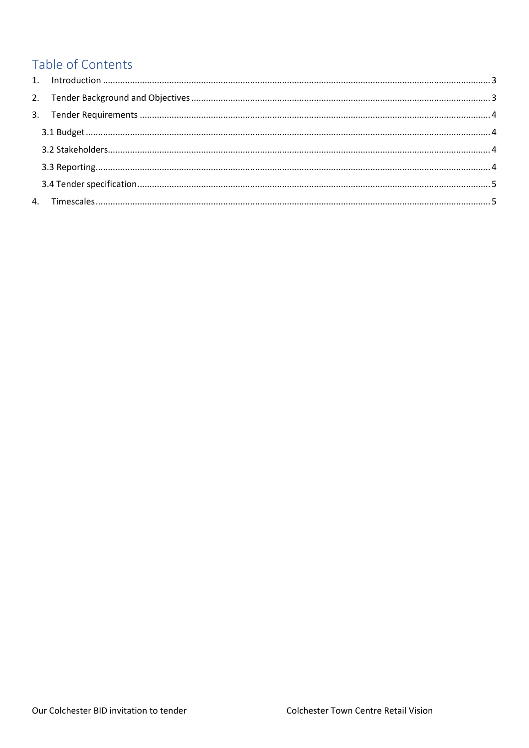# Table of Contents

1. Introduction ........................................................................................................ 3
2. Tender Background and Objectives ........................................................................ 3
3. Tender Requirements ........................................................................................... 4
   - 3.1 Budget ......................................................................................................... 4
   - 3.2 Stakeholders ................................................................................................ 4
   - 3.3 Reporting ..................................................................................................... 4
   - 3.4 Tender specification ...................................................................................... 5
4. Timescales ........................................................................................................... 5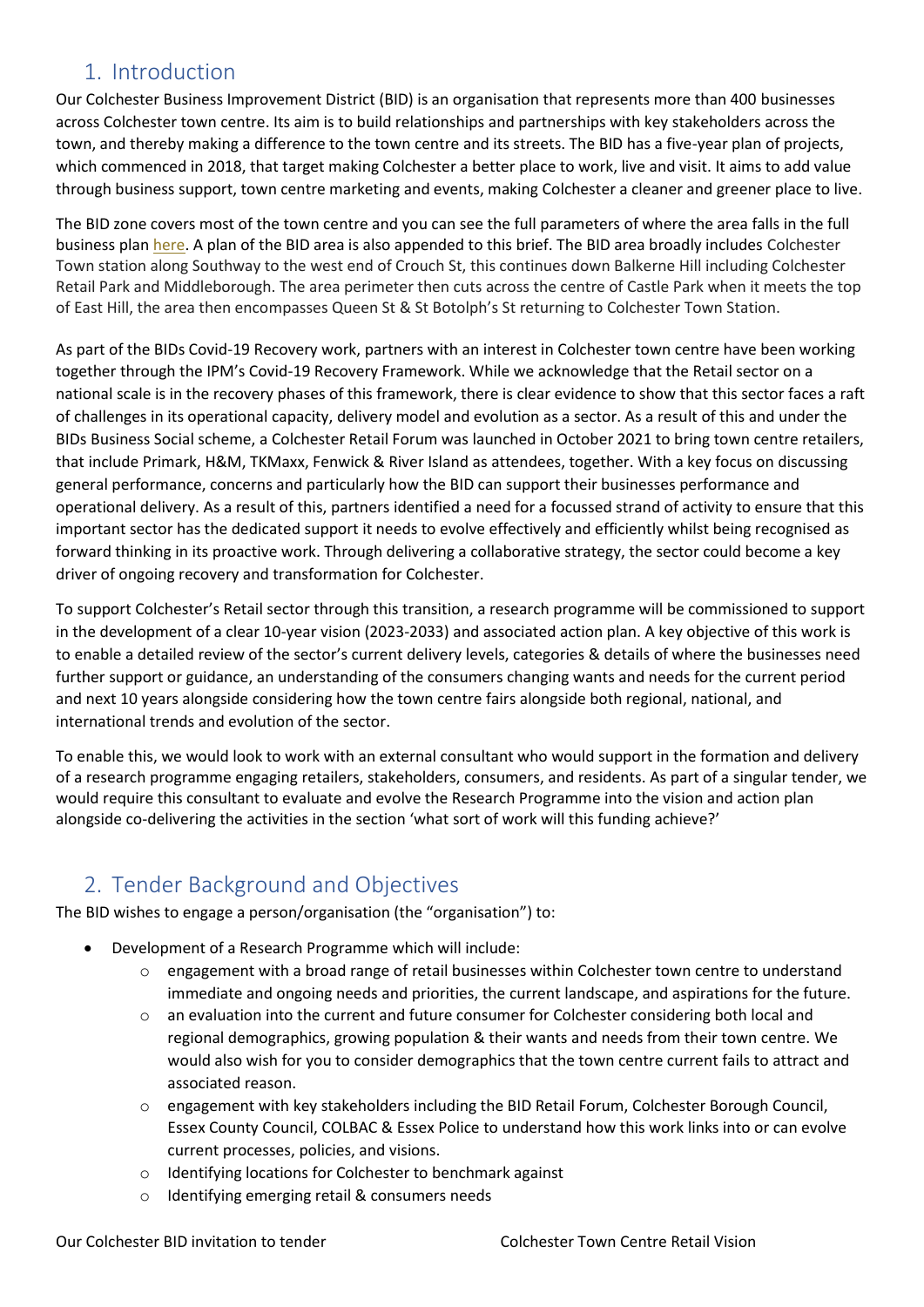## 1. Introduction

Our Colchester Business Improvement District (BID) is an organisation that represents more than 400 businesses across Colchester town centre. Its aim is to build relationships and partnerships with key stakeholders across the town, and thereby making a difference to the town centre and its streets. The BID has a five-year plan of projects, which commenced in 2018, that target making Colchester a better place to work, live and visit. It aims to add value through business support, town centre marketing and events, making Colchester a cleaner and greener place to live.

The BID zone covers most of the town centre and you can see the full parameters of where the area falls in the full business plan here. A plan of the BID area is also appended to this brief. The BID area broadly includes Colchester Town station along Southway to the west end of Crouch St, this continues down Balkerne Hill including Colchester Retail Park and Middleborough. The area perimeter then cuts across the centre of Castle Park when it meets the top of East Hill, the area then encompasses Queen St & St Botolph's St returning to Colchester Town Station.

As part of the BIDs Covid-19 Recovery work, partners with an interest in Colchester town centre have been working together through the IPM's Covid-19 Recovery Framework. While we acknowledge that the Retail sector on a national scale is in the recovery phases of this framework, there is clear evidence to show that this sector faces a raft of challenges in its operational capacity, delivery model and evolution as a sector. As a result of this and under the BIDs Business Social scheme, a Colchester Retail Forum was launched in October 2021 to bring town centre retailers, that include Primark, H&M, TKMaxx, Fenwick & River Island as attendees, together. With a key focus on discussing general performance, concerns and particularly how the BID can support their businesses performance and operational delivery. As a result of this, partners identified a need for a focussed strand of activity to ensure that this important sector has the dedicated support it needs to evolve effectively and efficiently whilst being recognised as forward thinking in its proactive work. Through delivering a collaborative strategy, the sector could become a key driver of ongoing recovery and transformation for Colchester.

To support Colchester's Retail sector through this transition, a research programme will be commissioned to support in the development of a clear 10-year vision (2023-2033) and associated action plan. A key objective of this work is to enable a detailed review of the sector's current delivery levels, categories & details of where the businesses need further support or guidance, an understanding of the consumers changing wants and needs for the current period and next 10 years alongside considering how the town centre fairs alongside both regional, national, and international trends and evolution of the sector.

To enable this, we would look to work with an external consultant who would support in the formation and delivery of a research programme engaging retailers, stakeholders, consumers, and residents. As part of a singular tender, we would require this consultant to evaluate and evolve the Research Programme into the vision and action plan alongside co-delivering the activities in the section 'what sort of work will this funding achieve?'

## 2. Tender Background and Objectives

The BID wishes to engage a person/organisation (the "organisation") to:

- Development of a Research Programme which will include:
  - engagement with a broad range of retail businesses within Colchester town centre to understand immediate and ongoing needs and priorities, the current landscape, and aspirations for the future.
  - an evaluation into the current and future consumer for Colchester considering both local and regional demographics, growing population & their wants and needs from their town centre. We would also wish for you to consider demographics that the town centre current fails to attract and associated reason.
  - engagement with key stakeholders including the BID Retail Forum, Colchester Borough Council, Essex County Council, COLBAC & Essex Police to understand how this work links into or can evolve current processes, policies, and visions.
  - Identifying locations for Colchester to benchmark against
  - Identifying emerging retail & consumers needs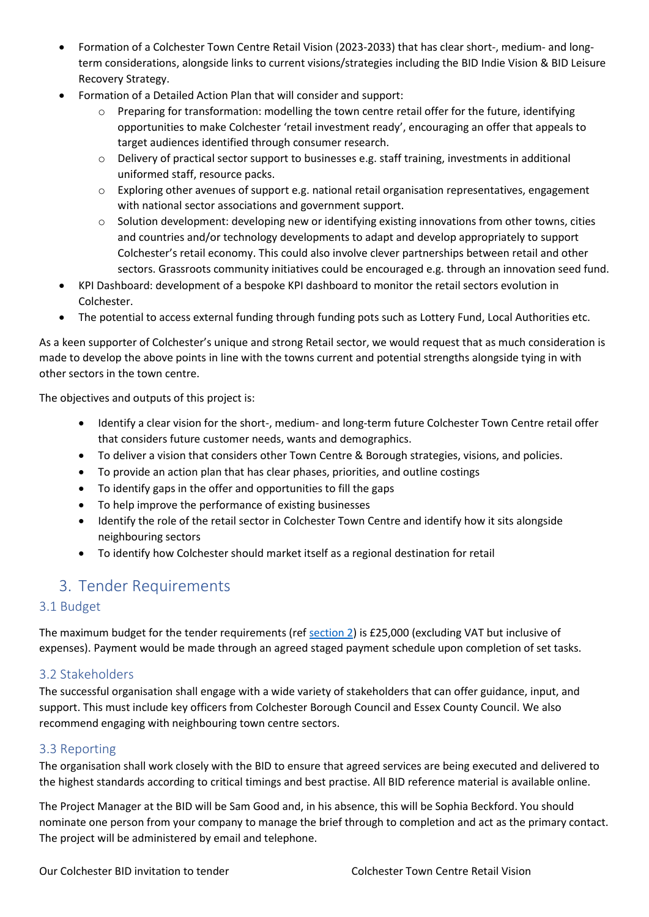- Formation of a Colchester Town Centre Retail Vision (2023-2033) that has clear short-, medium- and long-term considerations, alongside links to current visions/strategies including the BID Indie Vision & BID Leisure Recovery Strategy.
- Formation of a Detailed Action Plan that will consider and support:
  - Preparing for transformation: modelling the town centre retail offer for the future, identifying opportunities to make Colchester 'retail investment ready', encouraging an offer that appeals to target audiences identified through consumer research.
  - Delivery of practical sector support to businesses e.g. staff training, investments in additional uniformed staff, resource packs.
  - Exploring other avenues of support e.g. national retail organisation representatives, engagement with national sector associations and government support.
  - Solution development: developing new or identifying existing innovations from other towns, cities and countries and/or technology developments to adapt and develop appropriately to support Colchester's retail economy. This could also involve clever partnerships between retail and other sectors. Grassroots community initiatives could be encouraged e.g. through an innovation seed fund.
- KPI Dashboard: development of a bespoke KPI dashboard to monitor the retail sectors evolution in Colchester.
- The potential to access external funding through funding pots such as Lottery Fund, Local Authorities etc.

As a keen supporter of Colchester's unique and strong Retail sector, we would request that as much consideration is made to develop the above points in line with the towns current and potential strengths alongside tying in with other sectors in the town centre.

The objectives and outputs of this project is:

- Identify a clear vision for the short-, medium- and long-term future Colchester Town Centre retail offer that considers future customer needs, wants and demographics.
- To deliver a vision that considers other Town Centre & Borough strategies, visions, and policies.
- To provide an action plan that has clear phases, priorities, and outline costings
- To identify gaps in the offer and opportunities to fill the gaps
- To help improve the performance of existing businesses
- Identify the role of the retail sector in Colchester Town Centre and identify how it sits alongside neighbouring sectors
- To identify how Colchester should market itself as a regional destination for retail

## 3. Tender Requirements

### 3.1 Budget

The maximum budget for the tender requirements (ref section 2) is £25,000 (excluding VAT but inclusive of expenses). Payment would be made through an agreed staged payment schedule upon completion of set tasks.

### 3.2 Stakeholders

The successful organisation shall engage with a wide variety of stakeholders that can offer guidance, input, and support. This must include key officers from Colchester Borough Council and Essex County Council. We also recommend engaging with neighbouring town centre sectors.

### 3.3 Reporting

The organisation shall work closely with the BID to ensure that agreed services are being executed and delivered to the highest standards according to critical timings and best practise. All BID reference material is available online.

The Project Manager at the BID will be Sam Good and, in his absence, this will be Sophia Beckford. You should nominate one person from your company to manage the brief through to completion and act as the primary contact. The project will be administered by email and telephone.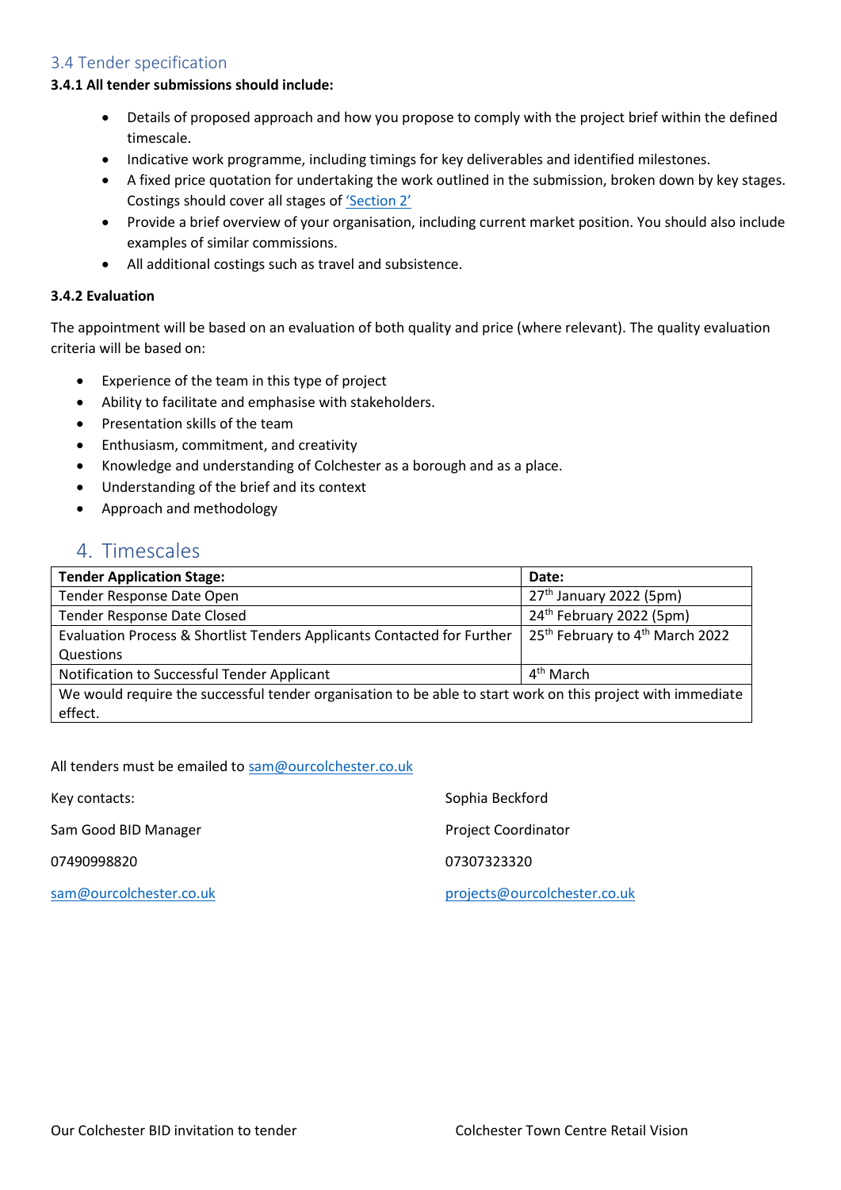## 3.4 Tender specification

**3.4.1 All tender submissions should include:**

- Details of proposed approach and how you propose to comply with the project brief within the defined timescale.
- Indicative work programme, including timings for key deliverables and identified milestones.
- A fixed price quotation for undertaking the work outlined in the submission, broken down by key stages. Costings should cover all stages of 'Section 2'
- Provide a brief overview of your organisation, including current market position. You should also include examples of similar commissions.
- All additional costings such as travel and subsistence.

**3.4.2 Evaluation**

The appointment will be based on an evaluation of both quality and price (where relevant). The quality evaluation criteria will be based on:

- Experience of the team in this type of project
- Ability to facilitate and emphasise with stakeholders.
- Presentation skills of the team
- Enthusiasm, commitment, and creativity
- Knowledge and understanding of Colchester as a borough and as a place.
- Understanding of the brief and its context
- Approach and methodology

# 4. Timescales

| **Tender Application Stage:** | **Date:** |
|---|---|
| Tender Response Date Open | 27th January 2022 (5pm) |
| Tender Response Date Closed | 24th February 2022 (5pm) |
| Evaluation Process & Shortlist Tenders Applicants Contacted for Further Questions | 25th February to 4th March 2022 |
| Notification to Successful Tender Applicant | 4th March |
| We would require the successful tender organisation to be able to start work on this project with immediate effect. | |

All tenders must be emailed to sam@ourcolchester.co.uk

Key contacts:

Sam Good BID Manager

07490998820

sam@ourcolchester.co.uk

Sophia Beckford

Project Coordinator

07307323320

projects@ourcolchester.co.uk